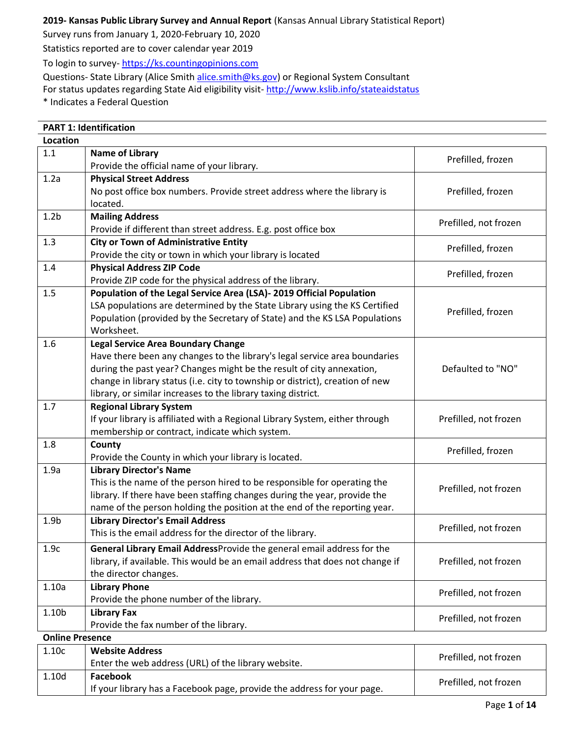**2019- Kansas Public Library Survey and Annual Report** (Kansas Annual Library Statistical Report)

Survey runs from January 1, 2020-February 10, 2020

Statistics reported are to cover calendar year 2019

To login to survey- https://ks.countingopinions.com

Questions- State Library (Alice Smith alice.smith@ks.gov) or Regional System Consultant

For status updates regarding State Aid eligibility visit- http://www.kslib.info/stateaidstatus

* Indicates a Federal Question

## PART 1: Identification

**Location**

| | | |
|---|---|---|
| 1.1 | **Name of Library**<br>Provide the official name of your library. | Prefilled, frozen |
| 1.2a | **Physical Street Address**<br>No post office box numbers. Provide street address where the library is located. | Prefilled, frozen |
| 1.2b | **Mailing Address**<br>Provide if different than street address. E.g. post office box | Prefilled, not frozen |
| 1.3 | **City or Town of Administrative Entity**<br>Provide the city or town in which your library is located | Prefilled, frozen |
| 1.4 | **Physical Address ZIP Code**<br>Provide ZIP code for the physical address of the library. | Prefilled, frozen |
| 1.5 | **Population of the Legal Service Area (LSA)- 2019 Official Population**<br>LSA populations are determined by the State Library using the KS Certified Population (provided by the Secretary of State) and the KS LSA Populations Worksheet. | Prefilled, frozen |
| 1.6 | **Legal Service Area Boundary Change**<br>Have there been any changes to the library's legal service area boundaries during the past year? Changes might be the result of city annexation, change in library status (i.e. city to township or district), creation of new library, or similar increases to the library taxing district. | Defaulted to "NO" |
| 1.7 | **Regional Library System**<br>If your library is affiliated with a Regional Library System, either through membership or contract, indicate which system. | Prefilled, not frozen |
| 1.8 | **County**<br>Provide the County in which your library is located. | Prefilled, frozen |
| 1.9a | **Library Director's Name**<br>This is the name of the person hired to be responsible for operating the library. If there have been staffing changes during the year, provide the name of the person holding the position at the end of the reporting year. | Prefilled, not frozen |
| 1.9b | **Library Director's Email Address**<br>This is the email address for the director of the library. | Prefilled, not frozen |
| 1.9c | **General Library Email Address**Provide the general email address for the library, if available. This would be an email address that does not change if the director changes. | Prefilled, not frozen |
| 1.10a | **Library Phone**<br>Provide the phone number of the library. | Prefilled, not frozen |
| 1.10b | **Library Fax**<br>Provide the fax number of the library. | Prefilled, not frozen |

**Online Presence**

| | | |
|---|---|---|
| 1.10c | **Website Address**<br>Enter the web address (URL) of the library website. | Prefilled, not frozen |
| 1.10d | **Facebook**<br>If your library has a Facebook page, provide the address for your page. | Prefilled, not frozen |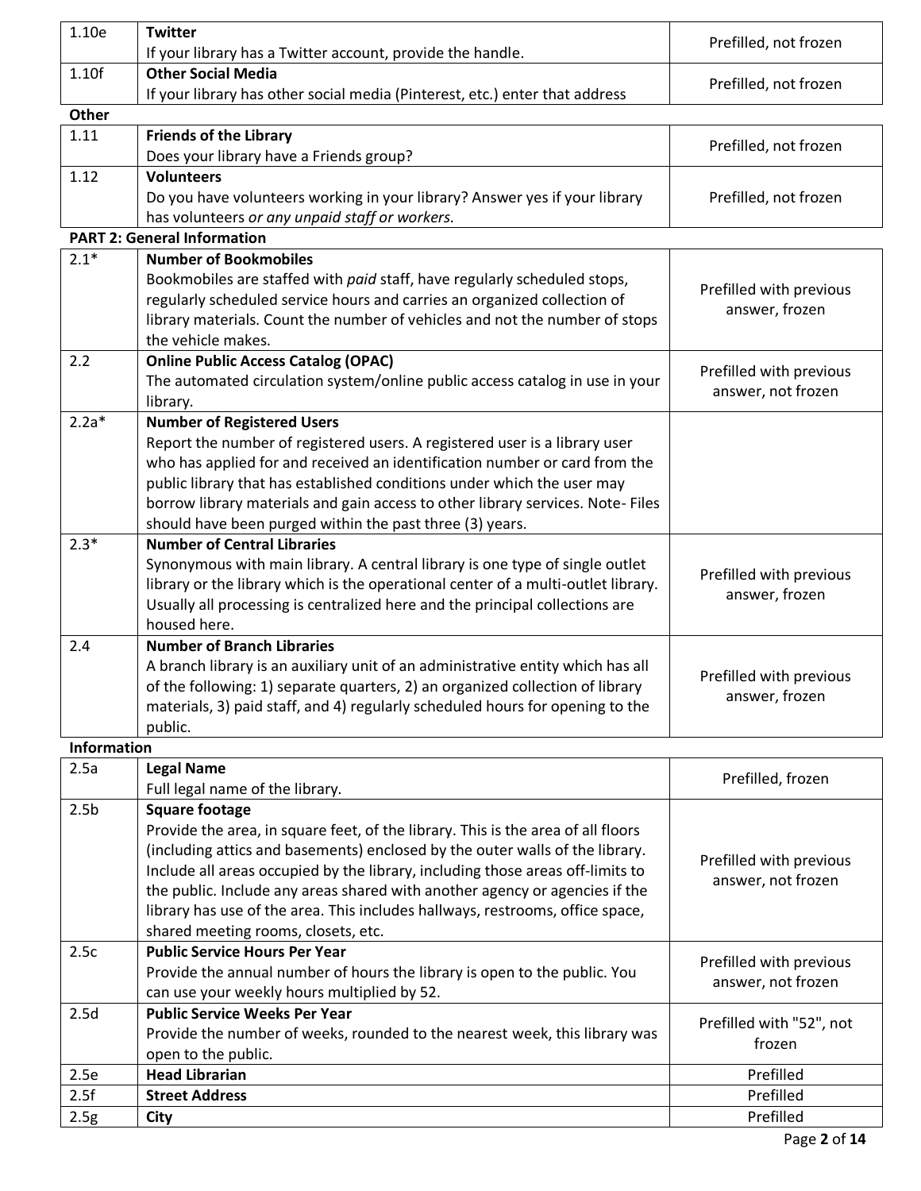| | | |
|---|---|---|
| 1.10e | **Twitter**<br>If your library has a Twitter account, provide the handle. | Prefilled, not frozen |
| 1.10f | **Other Social Media**<br>If your library has other social media (Pinterest, etc.) enter that address | Prefilled, not frozen |

**Other**

| | | |
|---|---|---|
| 1.11 | **Friends of the Library**<br>Does your library have a Friends group? | Prefilled, not frozen |
| 1.12 | **Volunteers**<br>Do you have volunteers working in your library? Answer yes if your library has volunteers *or any unpaid staff or workers.* | Prefilled, not frozen |

**PART 2: General Information**

| | | |
|---|---|---|
| 2.1* | **Number of Bookmobiles**<br>Bookmobiles are staffed with *paid* staff, have regularly scheduled stops, regularly scheduled service hours and carries an organized collection of library materials. Count the number of vehicles and not the number of stops the vehicle makes. | Prefilled with previous answer, frozen |
| 2.2 | **Online Public Access Catalog (OPAC)**<br>The automated circulation system/online public access catalog in use in your library. | Prefilled with previous answer, not frozen |
| 2.2a* | **Number of Registered Users**<br>Report the number of registered users. A registered user is a library user who has applied for and received an identification number or card from the public library that has established conditions under which the user may borrow library materials and gain access to other library services. Note- Files should have been purged within the past three (3) years. | |
| 2.3* | **Number of Central Libraries**<br>Synonymous with main library. A central library is one type of single outlet library or the library which is the operational center of a multi-outlet library. Usually all processing is centralized here and the principal collections are housed here. | Prefilled with previous answer, frozen |
| 2.4 | **Number of Branch Libraries**<br>A branch library is an auxiliary unit of an administrative entity which has all of the following: 1) separate quarters, 2) an organized collection of library materials, 3) paid staff, and 4) regularly scheduled hours for opening to the public. | Prefilled with previous answer, frozen |

**Information**

| | | |
|---|---|---|
| 2.5a | **Legal Name**<br>Full legal name of the library. | Prefilled, frozen |
| 2.5b | **Square footage**<br>Provide the area, in square feet, of the library. This is the area of all floors (including attics and basements) enclosed by the outer walls of the library. Include all areas occupied by the library, including those areas off-limits to the public. Include any areas shared with another agency or agencies if the library has use of the area. This includes hallways, restrooms, office space, shared meeting rooms, closets, etc. | Prefilled with previous answer, not frozen |
| 2.5c | **Public Service Hours Per Year**<br>Provide the annual number of hours the library is open to the public. You can use your weekly hours multiplied by 52. | Prefilled with previous answer, not frozen |
| 2.5d | **Public Service Weeks Per Year**<br>Provide the number of weeks, rounded to the nearest week, this library was open to the public. | Prefilled with "52", not frozen |
| 2.5e | **Head Librarian** | Prefilled |
| 2.5f | **Street Address** | Prefilled |
| 2.5g | **City** | Prefilled |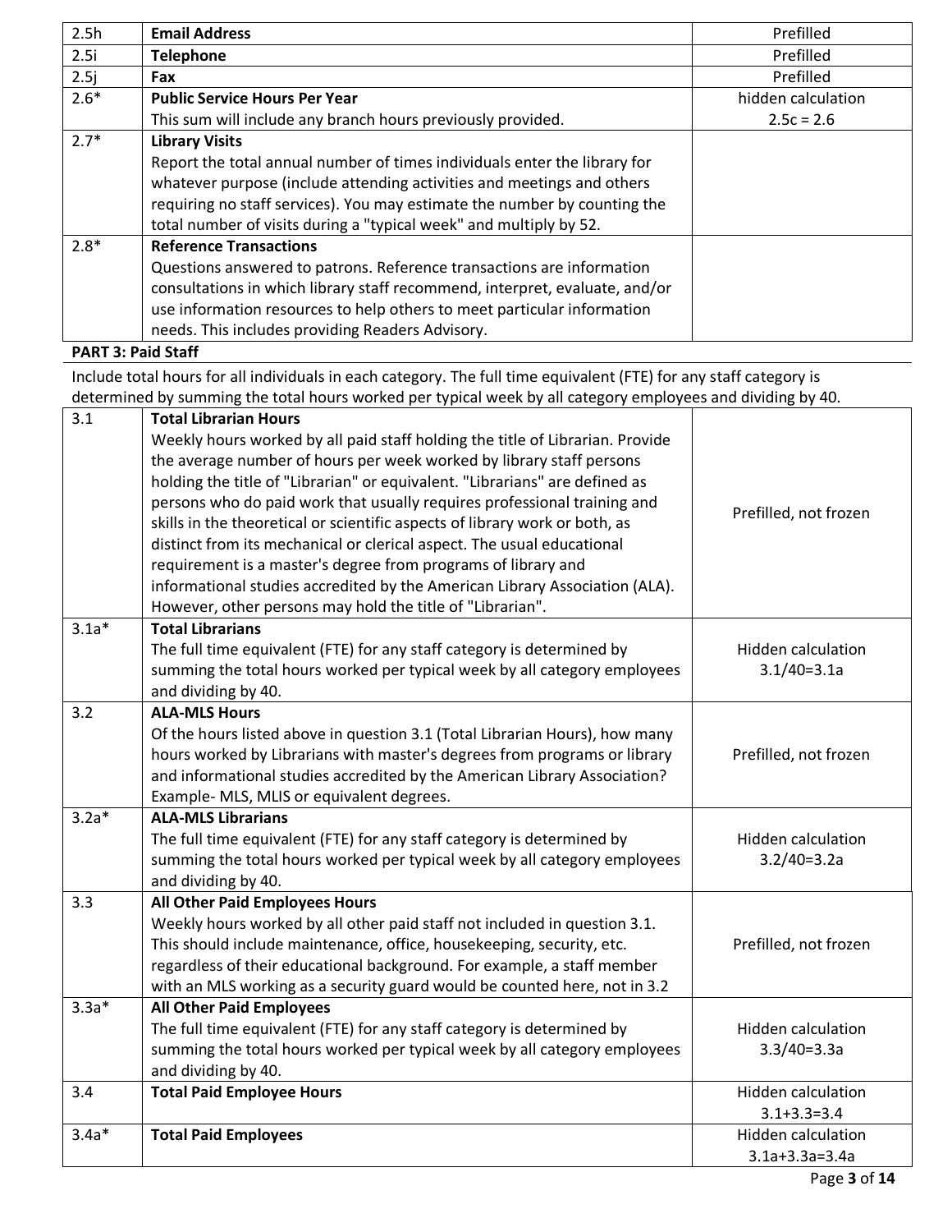| | | |
|---|---|---|
| 2.5h | **Email Address** | Prefilled |
| 2.5i | **Telephone** | Prefilled |
| 2.5j | **Fax** | Prefilled |
| 2.6* | **Public Service Hours Per Year**<br>This sum will include any branch hours previously provided. | hidden calculation<br>2.5c = 2.6 |
| 2.7* | **Library Visits**<br>Report the total annual number of times individuals enter the library for whatever purpose (include attending activities and meetings and others requiring no staff services). You may estimate the number by counting the total number of visits during a "typical week" and multiply by 52. | |
| 2.8* | **Reference Transactions**<br>Questions answered to patrons. Reference transactions are information consultations in which library staff recommend, interpret, evaluate, and/or use information resources to help others to meet particular information needs. This includes providing Readers Advisory. | |

**PART 3: Paid Staff**

Include total hours for all individuals in each category. The full time equivalent (FTE) for any staff category is determined by summing the total hours worked per typical week by all category employees and dividing by 40.

| | | |
|---|---|---|
| 3.1 | **Total Librarian Hours**<br>Weekly hours worked by all paid staff holding the title of Librarian. Provide the average number of hours per week worked by library staff persons holding the title of "Librarian" or equivalent. "Librarians" are defined as persons who do paid work that usually requires professional training and skills in the theoretical or scientific aspects of library work or both, as distinct from its mechanical or clerical aspect. The usual educational requirement is a master's degree from programs of library and informational studies accredited by the American Library Association (ALA). However, other persons may hold the title of "Librarian". | Prefilled, not frozen |
| 3.1a* | **Total Librarians**<br>The full time equivalent (FTE) for any staff category is determined by summing the total hours worked per typical week by all category employees and dividing by 40. | Hidden calculation<br>3.1/40=3.1a |
| 3.2 | **ALA-MLS Hours**<br>Of the hours listed above in question 3.1 (Total Librarian Hours), how many hours worked by Librarians with master's degrees from programs or library and informational studies accredited by the American Library Association? Example- MLS, MLIS or equivalent degrees. | Prefilled, not frozen |
| 3.2a* | **ALA-MLS Librarians**<br>The full time equivalent (FTE) for any staff category is determined by summing the total hours worked per typical week by all category employees and dividing by 40. | Hidden calculation<br>3.2/40=3.2a |
| 3.3 | **All Other Paid Employees Hours**<br>Weekly hours worked by all other paid staff not included in question 3.1. This should include maintenance, office, housekeeping, security, etc. regardless of their educational background. For example, a staff member with an MLS working as a security guard would be counted here, not in 3.2 | Prefilled, not frozen |
| 3.3a* | **All Other Paid Employees**<br>The full time equivalent (FTE) for any staff category is determined by summing the total hours worked per typical week by all category employees and dividing by 40. | Hidden calculation<br>3.3/40=3.3a |
| 3.4 | **Total Paid Employee Hours** | Hidden calculation<br>3.1+3.3=3.4 |
| 3.4a* | **Total Paid Employees** | Hidden calculation<br>3.1a+3.3a=3.4a |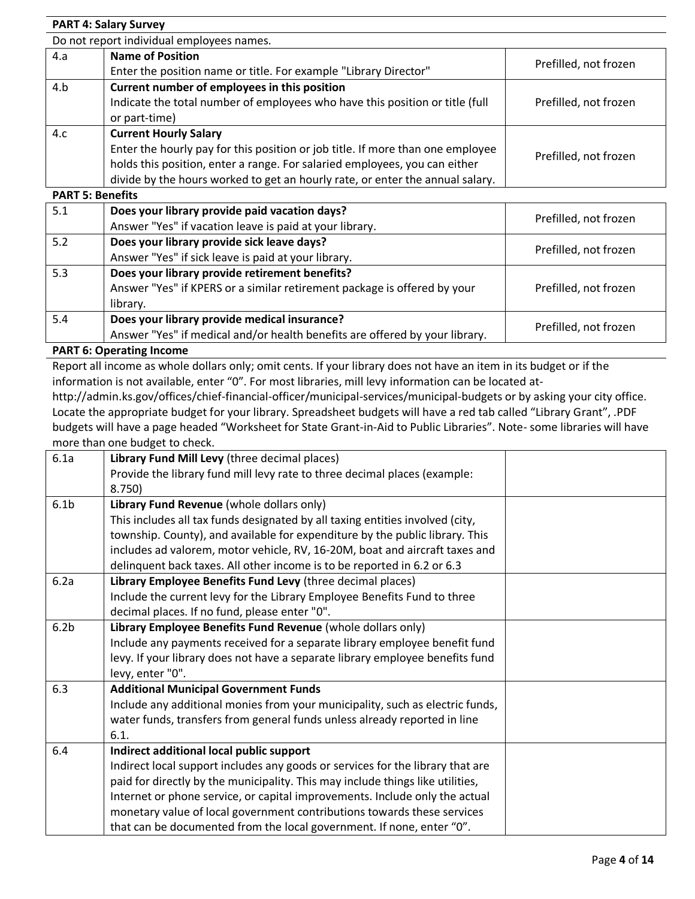## PART 4: Salary Survey

Do not report individual employees names.

| | | |
|---|---|---|
| 4.a | **Name of Position**<br>Enter the position name or title. For example "Library Director" | Prefilled, not frozen |
| 4.b | **Current number of employees in this position**<br>Indicate the total number of employees who have this position or title (full or part-time) | Prefilled, not frozen |
| 4.c | **Current Hourly Salary**<br>Enter the hourly pay for this position or job title. If more than one employee holds this position, enter a range. For salaried employees, you can either divide by the hours worked to get an hourly rate, or enter the annual salary. | Prefilled, not frozen |

## PART 5: Benefits

| | | |
|---|---|---|
| 5.1 | **Does your library provide paid vacation days?**<br>Answer "Yes" if vacation leave is paid at your library. | Prefilled, not frozen |
| 5.2 | **Does your library provide sick leave days?**<br>Answer "Yes" if sick leave is paid at your library. | Prefilled, not frozen |
| 5.3 | **Does your library provide retirement benefits?**<br>Answer "Yes" if KPERS or a similar retirement package is offered by your library. | Prefilled, not frozen |
| 5.4 | **Does your library provide medical insurance?**<br>Answer "Yes" if medical and/or health benefits are offered by your library. | Prefilled, not frozen |

## PART 6: Operating Income

Report all income as whole dollars only; omit cents. If your library does not have an item in its budget or if the information is not available, enter "0". For most libraries, mill levy information can be located at- http://admin.ks.gov/offices/chief-financial-officer/municipal-services/municipal-budgets or by asking your city office. Locate the appropriate budget for your library. Spreadsheet budgets will have a red tab called "Library Grant", .PDF budgets will have a page headed "Worksheet for State Grant-in-Aid to Public Libraries". Note- some libraries will have more than one budget to check.

| | | |
|---|---|---|
| 6.1a | **Library Fund Mill Levy** (three decimal places)<br>Provide the library fund mill levy rate to three decimal places (example: 8.750) | |
| 6.1b | **Library Fund Revenue** (whole dollars only)<br>This includes all tax funds designated by all taxing entities involved (city, township. County), and available for expenditure by the public library. This includes ad valorem, motor vehicle, RV, 16-20M, boat and aircraft taxes and delinquent back taxes. All other income is to be reported in 6.2 or 6.3 | |
| 6.2a | **Library Employee Benefits Fund Levy** (three decimal places)<br>Include the current levy for the Library Employee Benefits Fund to three decimal places. If no fund, please enter "0". | |
| 6.2b | **Library Employee Benefits Fund Revenue** (whole dollars only)<br>Include any payments received for a separate library employee benefit fund levy. If your library does not have a separate library employee benefits fund levy, enter "0". | |
| 6.3 | **Additional Municipal Government Funds**<br>Include any additional monies from your municipality, such as electric funds, water funds, transfers from general funds unless already reported in line 6.1. | |
| 6.4 | **Indirect additional local public support**<br>Indirect local support includes any goods or services for the library that are paid for directly by the municipality. This may include things like utilities, Internet or phone service, or capital improvements. Include only the actual monetary value of local government contributions towards these services that can be documented from the local government. If none, enter "0". | |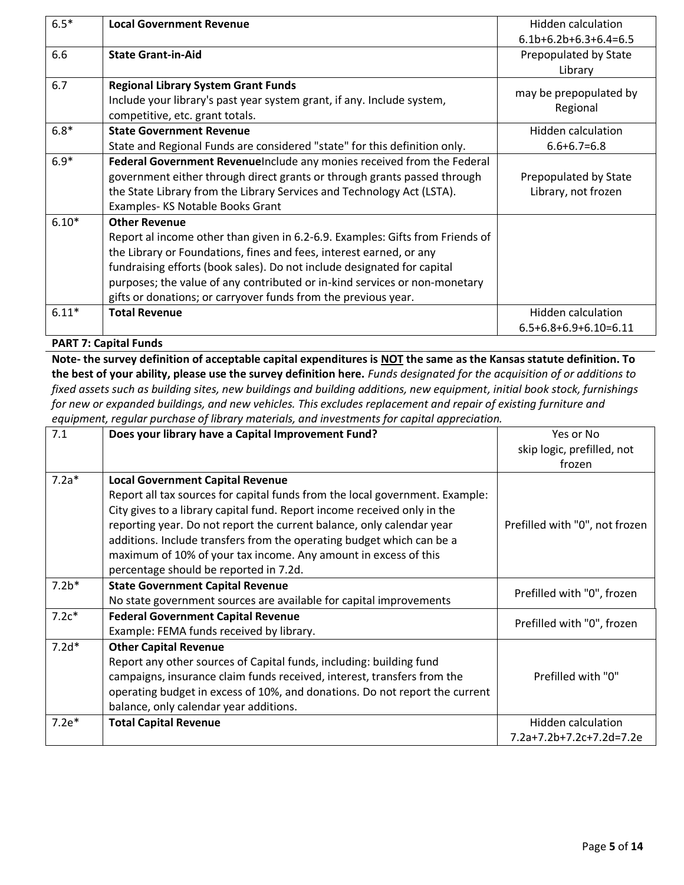| | | |
|---|---|---|
| 6.5* | **Local Government Revenue** | Hidden calculation 6.1b+6.2b+6.3+6.4=6.5 |
| 6.6 | **State Grant-in-Aid** | Prepopulated by State Library |
| 6.7 | **Regional Library System Grant Funds**<br>Include your library's past year system grant, if any. Include system, competitive, etc. grant totals. | may be prepopulated by Regional |
| 6.8* | **State Government Revenue**<br>State and Regional Funds are considered "state" for this definition only. | Hidden calculation 6.6+6.7=6.8 |
| 6.9* | **Federal Government Revenue**Include any monies received from the Federal government either through direct grants or through grants passed through the State Library from the Library Services and Technology Act (LSTA). Examples- KS Notable Books Grant | Prepopulated by State Library, not frozen |
| 6.10* | **Other Revenue**<br>Report al income other than given in 6.2-6.9. Examples: Gifts from Friends of the Library or Foundations, fines and fees, interest earned, or any fundraising efforts (book sales). Do not include designated for capital purposes; the value of any contributed or in-kind services or non-monetary gifts or donations; or carryover funds from the previous year. | |
| 6.11* | **Total Revenue** | Hidden calculation 6.5+6.8+6.9+6.10=6.11 |

**PART 7: Capital Funds**

**Note- the survey definition of acceptable capital expenditures is NOT the same as the Kansas statute definition. To the best of your ability, please use the survey definition here.** *Funds designated for the acquisition of or additions to fixed assets such as building sites, new buildings and building additions, new equipment, initial book stock, furnishings for new or expanded buildings, and new vehicles. This excludes replacement and repair of existing furniture and equipment, regular purchase of library materials, and investments for capital appreciation.*

| | | |
|---|---|---|
| 7.1 | **Does your library have a Capital Improvement Fund?** | Yes or No skip logic, prefilled, not frozen |
| 7.2a* | **Local Government Capital Revenue**<br>Report all tax sources for capital funds from the local government. Example: City gives to a library capital fund. Report income received only in the reporting year. Do not report the current balance, only calendar year additions. Include transfers from the operating budget which can be a maximum of 10% of your tax income. Any amount in excess of this percentage should be reported in 7.2d. | Prefilled with "0", not frozen |
| 7.2b* | **State Government Capital Revenue**<br>No state government sources are available for capital improvements | Prefilled with "0", frozen |
| 7.2c* | **Federal Government Capital Revenue**<br>Example: FEMA funds received by library. | Prefilled with "0", frozen |
| 7.2d* | **Other Capital Revenue**<br>Report any other sources of Capital funds, including: building fund campaigns, insurance claim funds received, interest, transfers from the operating budget in excess of 10%, and donations. Do not report the current balance, only calendar year additions. | Prefilled with "0" |
| 7.2e* | **Total Capital Revenue** | Hidden calculation 7.2a+7.2b+7.2c+7.2d=7.2e |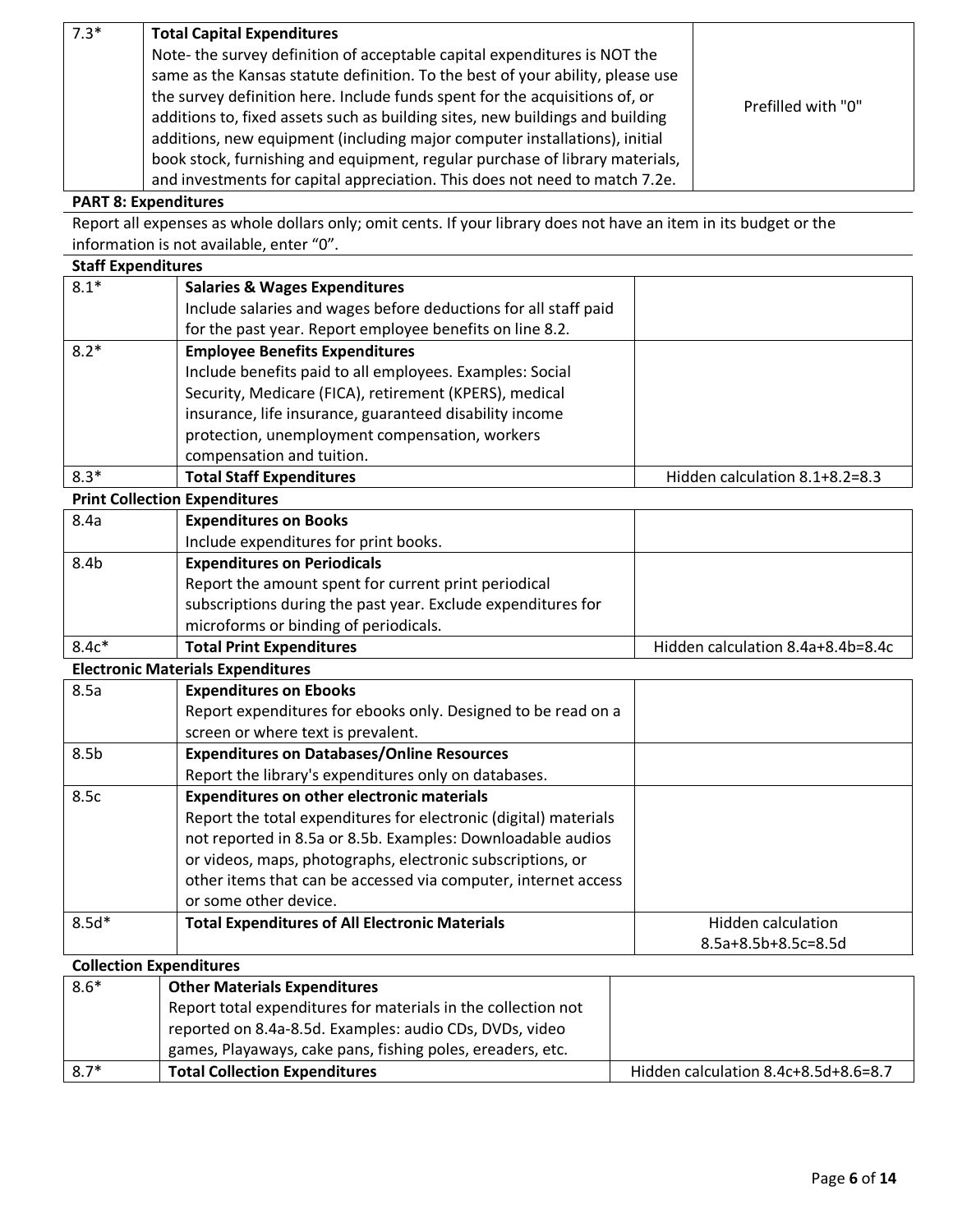| | | |
|---|---|---|
| 7.3* | **Total Capital Expenditures**<br>Note- the survey definition of acceptable capital expenditures is NOT the same as the Kansas statute definition. To the best of your ability, please use the survey definition here. Include funds spent for the acquisitions of, or additions to, fixed assets such as building sites, new buildings and building additions, new equipment (including major computer installations), initial book stock, furnishing and equipment, regular purchase of library materials, and investments for capital appreciation. This does not need to match 7.2e. | Prefilled with "0" |

## PART 8: Expenditures

Report all expenses as whole dollars only; omit cents. If your library does not have an item in its budget or the information is not available, enter "0".

### Staff Expenditures

| | | |
|---|---|---|
| 8.1* | **Salaries & Wages Expenditures**<br>Include salaries and wages before deductions for all staff paid for the past year. Report employee benefits on line 8.2. | |
| 8.2* | **Employee Benefits Expenditures**<br>Include benefits paid to all employees. Examples: Social Security, Medicare (FICA), retirement (KPERS), medical insurance, life insurance, guaranteed disability income protection, unemployment compensation, workers compensation and tuition. | |
| 8.3* | **Total Staff Expenditures** | Hidden calculation 8.1+8.2=8.3 |

### Print Collection Expenditures

| | | |
|---|---|---|
| 8.4a | **Expenditures on Books**<br>Include expenditures for print books. | |
| 8.4b | **Expenditures on Periodicals**<br>Report the amount spent for current print periodical subscriptions during the past year. Exclude expenditures for microforms or binding of periodicals. | |
| 8.4c* | **Total Print Expenditures** | Hidden calculation 8.4a+8.4b=8.4c |

### Electronic Materials Expenditures

| | | |
|---|---|---|
| 8.5a | **Expenditures on Ebooks**<br>Report expenditures for ebooks only. Designed to be read on a screen or where text is prevalent. | |
| 8.5b | **Expenditures on Databases/Online Resources**<br>Report the library's expenditures only on databases. | |
| 8.5c | **Expenditures on other electronic materials**<br>Report the total expenditures for electronic (digital) materials not reported in 8.5a or 8.5b. Examples: Downloadable audios or videos, maps, photographs, electronic subscriptions, or other items that can be accessed via computer, internet access or some other device. | |
| 8.5d* | **Total Expenditures of All Electronic Materials** | Hidden calculation 8.5a+8.5b+8.5c=8.5d |

### Collection Expenditures

| | | |
|---|---|---|
| 8.6* | **Other Materials Expenditures**<br>Report total expenditures for materials in the collection not reported on 8.4a-8.5d. Examples: audio CDs, DVDs, video games, Playaways, cake pans, fishing poles, ereaders, etc. | |
| 8.7* | **Total Collection Expenditures** | Hidden calculation 8.4c+8.5d+8.6=8.7 |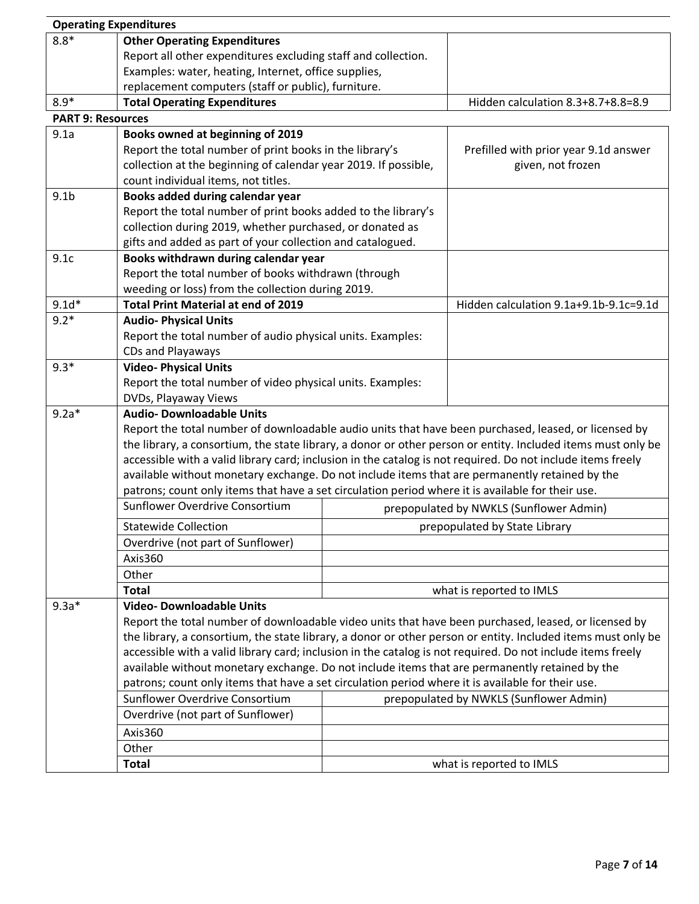**Operating Expenditures**

| | | |
|---|---|---|
| 8.8* | **Other Operating Expenditures**<br>Report all other expenditures excluding staff and collection. Examples: water, heating, Internet, office supplies, replacement computers (staff or public), furniture. | |
| 8.9* | **Total Operating Expenditures** | Hidden calculation 8.3+8.7+8.8=8.9 |

**PART 9: Resources**

| | | |
|---|---|---|
| 9.1a | **Books owned at beginning of 2019**<br>Report the total number of print books in the library's collection at the beginning of calendar year 2019. If possible, count individual items, not titles. | Prefilled with prior year 9.1d answer given, not frozen |
| 9.1b | **Books added during calendar year**<br>Report the total number of print books added to the library's collection during 2019, whether purchased, or donated as gifts and added as part of your collection and catalogued. | |
| 9.1c | **Books withdrawn during calendar year**<br>Report the total number of books withdrawn (through weeding or loss) from the collection during 2019. | |
| 9.1d* | **Total Print Material at end of 2019** | Hidden calculation 9.1a+9.1b-9.1c=9.1d |
| 9.2* | **Audio- Physical Units**<br>Report the total number of audio physical units. Examples: CDs and Playaways | |
| 9.3* | **Video- Physical Units**<br>Report the total number of video physical units. Examples: DVDs, Playaway Views | |

| | | |
|---|---|---|
| 9.2a* | **Audio- Downloadable Units**<br>Report the total number of downloadable audio units that have been purchased, leased, or licensed by the library, a consortium, the state library, a donor or other person or entity. Included items must only be accessible with a valid library card; inclusion in the catalog is not required. Do not include items freely available without monetary exchange. Do not include items that are permanently retained by the patrons; count only items that have a set circulation period where it is available for their use. | |
| | Sunflower Overdrive Consortium | prepopulated by NWKLS (Sunflower Admin) |
| | Statewide Collection | prepopulated by State Library |
| | Overdrive (not part of Sunflower) | |
| | Axis360 | |
| | Other | |
| | **Total** | what is reported to IMLS |
| 9.3a* | **Video- Downloadable Units**<br>Report the total number of downloadable video units that have been purchased, leased, or licensed by the library, a consortium, the state library, a donor or other person or entity. Included items must only be accessible with a valid library card; inclusion in the catalog is not required. Do not include items freely available without monetary exchange. Do not include items that are permanently retained by the patrons; count only items that have a set circulation period where it is available for their use. | |
| | Sunflower Overdrive Consortium | prepopulated by NWKLS (Sunflower Admin) |
| | Overdrive (not part of Sunflower) | |
| | Axis360 | |
| | Other | |
| | **Total** | what is reported to IMLS |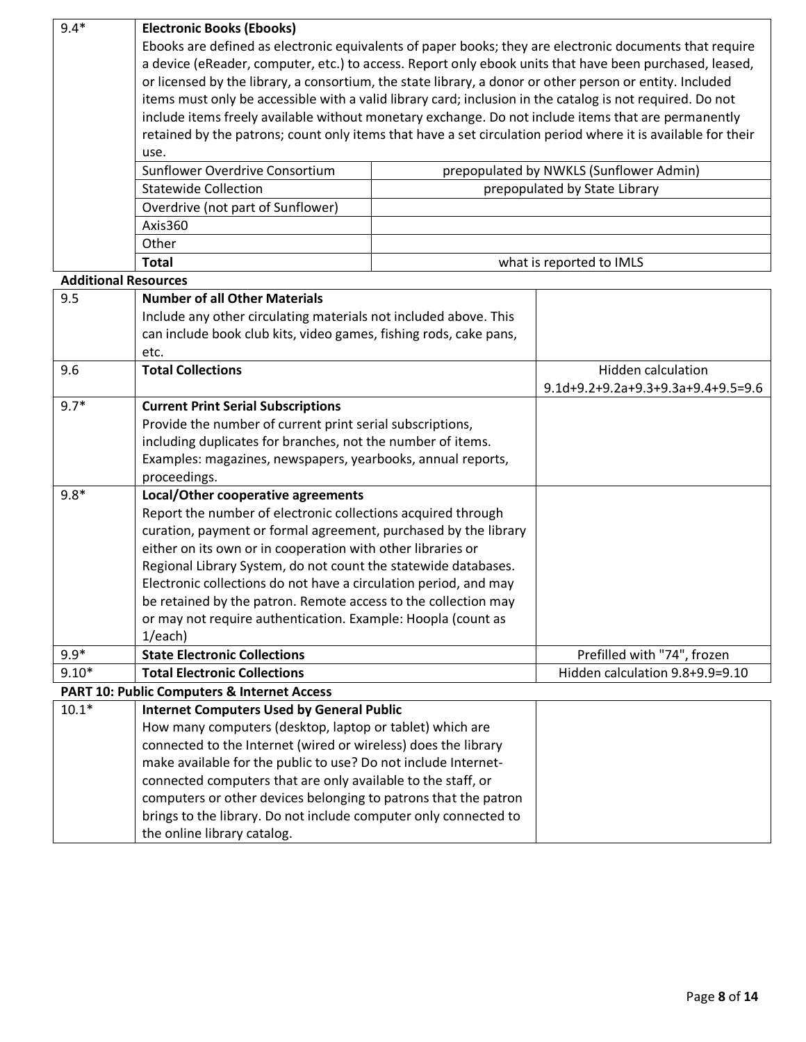| | | |
|---|---|---|
| 9.4* | **Electronic Books (Ebooks)**<br>Ebooks are defined as electronic equivalents of paper books; they are electronic documents that require a device (eReader, computer, etc.) to access. Report only ebook units that have been purchased, leased, or licensed by the library, a consortium, the state library, a donor or other person or entity. Included items must only be accessible with a valid library card; inclusion in the catalog is not required. Do not include items freely available without monetary exchange. Do not include items that are permanently retained by the patrons; count only items that have a set circulation period where it is available for their use. | |
| | Sunflower Overdrive Consortium | prepopulated by NWKLS (Sunflower Admin) |
| | Statewide Collection | prepopulated by State Library |
| | Overdrive (not part of Sunflower) | |
| | Axis360 | |
| | Other | |
| | **Total** | what is reported to IMLS |

**Additional Resources**

| | | |
|---|---|---|
| 9.5 | **Number of all Other Materials**<br>Include any other circulating materials not included above. This can include book club kits, video games, fishing rods, cake pans, etc. | |
| 9.6 | **Total Collections** | Hidden calculation<br>9.1d+9.2+9.2a+9.3+9.3a+9.4+9.5=9.6 |
| 9.7* | **Current Print Serial Subscriptions**<br>Provide the number of current print serial subscriptions, including duplicates for branches, not the number of items. Examples: magazines, newspapers, yearbooks, annual reports, proceedings. | |
| 9.8* | **Local/Other cooperative agreements**<br>Report the number of electronic collections acquired through curation, payment or formal agreement, purchased by the library either on its own or in cooperation with other libraries or Regional Library System, do not count the statewide databases. Electronic collections do not have a circulation period, and may be retained by the patron. Remote access to the collection may or may not require authentication. Example: Hoopla (count as 1/each) | |
| 9.9* | **State Electronic Collections** | Prefilled with "74", frozen |
| 9.10* | **Total Electronic Collections** | Hidden calculation 9.8+9.9=9.10 |

**PART 10: Public Computers & Internet Access**

| | | |
|---|---|---|
| 10.1* | **Internet Computers Used by General Public**<br>How many computers (desktop, laptop or tablet) which are connected to the Internet (wired or wireless) does the library make available for the public to use? Do not include Internet-connected computers that are only available to the staff, or computers or other devices belonging to patrons that the patron brings to the library. Do not include computer only connected to the online library catalog. | |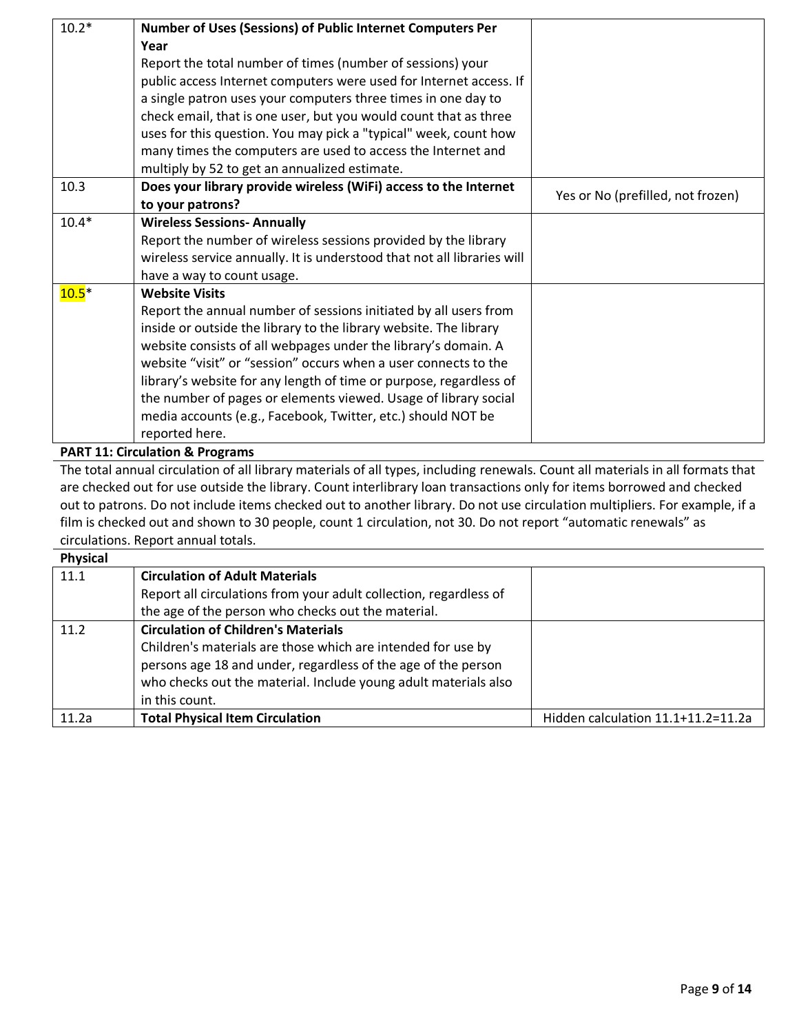| | | |
|---|---|---|
| 10.2* | **Number of Uses (Sessions) of Public Internet Computers Per Year**<br>Report the total number of times (number of sessions) your public access Internet computers were used for Internet access. If a single patron uses your computers three times in one day to check email, that is one user, but you would count that as three uses for this question. You may pick a "typical" week, count how many times the computers are used to access the Internet and multiply by 52 to get an annualized estimate. | |
| 10.3 | **Does your library provide wireless (WiFi) access to the Internet to your patrons?** | Yes or No (prefilled, not frozen) |
| 10.4* | **Wireless Sessions- Annually**<br>Report the number of wireless sessions provided by the library wireless service annually. It is understood that not all libraries will have a way to count usage. | |
| 10.5* | **Website Visits**<br>Report the annual number of sessions initiated by all users from inside or outside the library to the library website. The library website consists of all webpages under the library's domain. A website "visit" or "session" occurs when a user connects to the library's website for any length of time or purpose, regardless of the number of pages or elements viewed. Usage of library social media accounts (e.g., Facebook, Twitter, etc.) should NOT be reported here. | |

**PART 11: Circulation & Programs**

The total annual circulation of all library materials of all types, including renewals. Count all materials in all formats that are checked out for use outside the library. Count interlibrary loan transactions only for items borrowed and checked out to patrons. Do not include items checked out to another library. Do not use circulation multipliers. For example, if a film is checked out and shown to 30 people, count 1 circulation, not 30. Do not report "automatic renewals" as circulations. Report annual totals.

**Physical**

| | | |
|---|---|---|
| 11.1 | **Circulation of Adult Materials**<br>Report all circulations from your adult collection, regardless of the age of the person who checks out the material. | |
| 11.2 | **Circulation of Children's Materials**<br>Children's materials are those which are intended for use by persons age 18 and under, regardless of the age of the person who checks out the material. Include young adult materials also in this count. | |
| 11.2a | **Total Physical Item Circulation** | Hidden calculation 11.1+11.2=11.2a |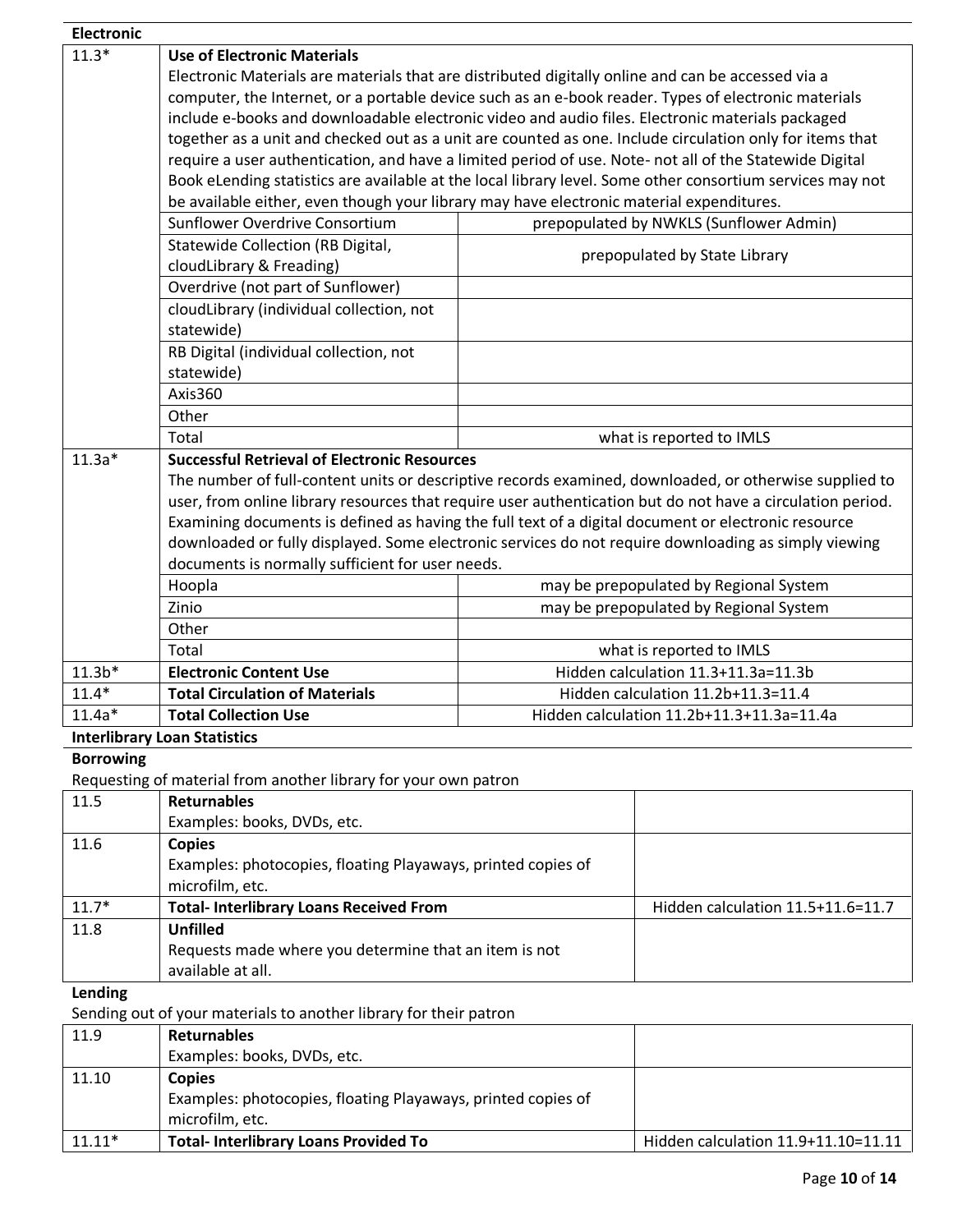**Electronic**

| | | |
|---|---|---|
| 11.3* | **Use of Electronic Materials**<br>Electronic Materials are materials that are distributed digitally online and can be accessed via a computer, the Internet, or a portable device such as an e-book reader. Types of electronic materials include e-books and downloadable electronic video and audio files. Electronic materials packaged together as a unit and checked out as a unit are counted as one. Include circulation only for items that require a user authentication, and have a limited period of use. Note- not all of the Statewide Digital Book eLending statistics are available at the local library level. Some other consortium services may not be available either, even though your library may have electronic material expenditures. | |
| | Sunflower Overdrive Consortium | prepopulated by NWKLS (Sunflower Admin) |
| | Statewide Collection (RB Digital, cloudLibrary & Freading) | prepopulated by State Library |
| | Overdrive (not part of Sunflower) | |
| | cloudLibrary (individual collection, not statewide) | |
| | RB Digital (individual collection, not statewide) | |
| | Axis360 | |
| | Other | |
| | Total | what is reported to IMLS |
| 11.3a* | **Successful Retrieval of Electronic Resources**<br>The number of full-content units or descriptive records examined, downloaded, or otherwise supplied to user, from online library resources that require user authentication but do not have a circulation period. Examining documents is defined as having the full text of a digital document or electronic resource downloaded or fully displayed. Some electronic services do not require downloading as simply viewing documents is normally sufficient for user needs. | |
| | Hoopla | may be prepopulated by Regional System |
| | Zinio | may be prepopulated by Regional System |
| | Other | |
| | Total | what is reported to IMLS |
| 11.3b* | **Electronic Content Use** | Hidden calculation 11.3+11.3a=11.3b |
| 11.4* | **Total Circulation of Materials** | Hidden calculation 11.2b+11.3=11.4 |
| 11.4a* | **Total Collection Use** | Hidden calculation 11.2b+11.3+11.3a=11.4a |

**Interlibrary Loan Statistics**

**Borrowing**

Requesting of material from another library for your own patron

| | | |
|---|---|---|
| 11.5 | **Returnables**<br>Examples: books, DVDs, etc. | |
| 11.6 | **Copies**<br>Examples: photocopies, floating Playaways, printed copies of microfilm, etc. | |
| 11.7* | **Total- Interlibrary Loans Received From** | Hidden calculation 11.5+11.6=11.7 |
| 11.8 | **Unfilled**<br>Requests made where you determine that an item is not available at all. | |

**Lending**

Sending out of your materials to another library for their patron

| | | |
|---|---|---|
| 11.9 | **Returnables**<br>Examples: books, DVDs, etc. | |
| 11.10 | **Copies**<br>Examples: photocopies, floating Playaways, printed copies of microfilm, etc. | |
| 11.11* | **Total- Interlibrary Loans Provided To** | Hidden calculation 11.9+11.10=11.11 |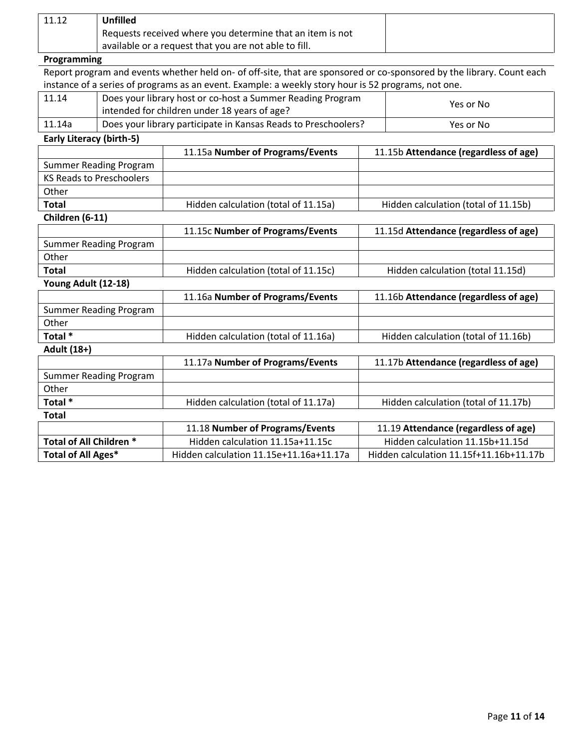| 11.12 | **Unfilled**<br>Requests received where you determine that an item is not available or a request that you are not able to fill. | |
|---|---|---|

**Programming**

Report program and events whether held on- of off-site, that are sponsored or co-sponsored by the library. Count each instance of a series of programs as an event. Example: a weekly story hour is 52 programs, not one.

| 11.14 | Does your library host or co-host a Summer Reading Program intended for children under 18 years of age? | Yes or No |
|---|---|---|
| 11.14a | Does your library participate in Kansas Reads to Preschoolers? | Yes or No |

**Early Literacy (birth-5)**

| | 11.15a **Number of Programs/Events** | 11.15b **Attendance (regardless of age)** |
|---|---|---|
| Summer Reading Program | | |
| KS Reads to Preschoolers | | |
| Other | | |
| **Total** | Hidden calculation (total of 11.15a) | Hidden calculation (total of 11.15b) |

**Children (6-11)**

| | 11.15c **Number of Programs/Events** | 11.15d **Attendance (regardless of age)** |
|---|---|---|
| Summer Reading Program | | |
| Other | | |
| **Total** | Hidden calculation (total of 11.15c) | Hidden calculation (total 11.15d) |

**Young Adult (12-18)**

| | 11.16a **Number of Programs/Events** | 11.16b **Attendance (regardless of age)** |
|---|---|---|
| Summer Reading Program | | |
| Other | | |
| **Total \*** | Hidden calculation (total of 11.16a) | Hidden calculation (total of 11.16b) |

**Adult (18+)**

| | 11.17a **Number of Programs/Events** | 11.17b **Attendance (regardless of age)** |
|---|---|---|
| Summer Reading Program | | |
| Other | | |
| **Total \*** | Hidden calculation (total of 11.17a) | Hidden calculation (total of 11.17b) |

**Total**

| | 11.18 **Number of Programs/Events** | 11.19 **Attendance (regardless of age)** |
|---|---|---|
| **Total of All Children \*** | Hidden calculation 11.15a+11.15c | Hidden calculation 11.15b+11.15d |
| **Total of All Ages\*** | Hidden calculation 11.15e+11.16a+11.17a | Hidden calculation 11.15f+11.16b+11.17b |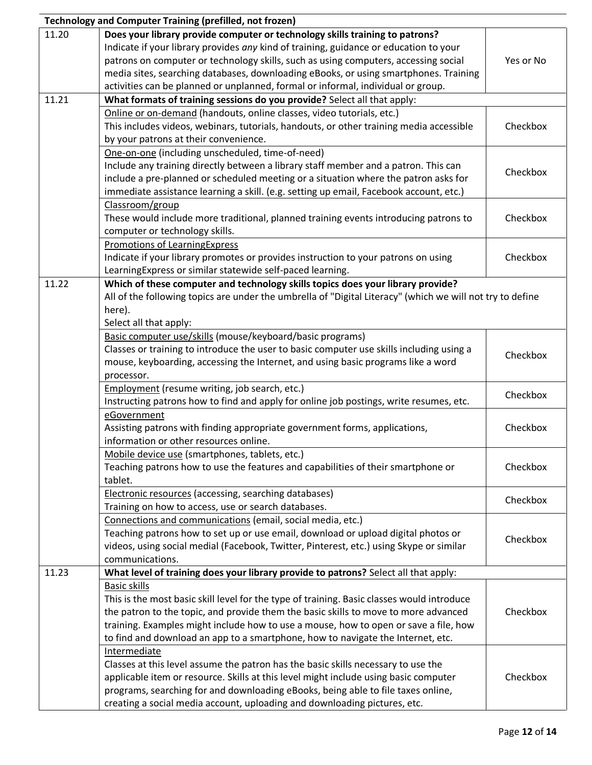| Technology and Computer Training (prefilled, not frozen) | | |
|---|---|---|
| 11.20 | **Does your library provide computer or technology skills training to patrons?** Indicate if your library provides *any* kind of training, guidance or education to your patrons on computer or technology skills, such as using computers, accessing social media sites, searching databases, downloading eBooks, or using smartphones. Training activities can be planned or unplanned, formal or informal, individual or group. | Yes or No |
| 11.21 | **What formats of training sessions do you provide?** Select all that apply: | |
| | Online or on-demand (handouts, online classes, video tutorials, etc.) This includes videos, webinars, tutorials, handouts, or other training media accessible by your patrons at their convenience. | Checkbox |
| | One-on-one (including unscheduled, time-of-need) Include any training directly between a library staff member and a patron. This can include a pre-planned or scheduled meeting or a situation where the patron asks for immediate assistance learning a skill. (e.g. setting up email, Facebook account, etc.) | Checkbox |
| | Classroom/group These would include more traditional, planned training events introducing patrons to computer or technology skills. | Checkbox |
| | Promotions of LearningExpress Indicate if your library promotes or provides instruction to your patrons on using LearningExpress or similar statewide self-paced learning. | Checkbox |
| 11.22 | **Which of these computer and technology skills topics does your library provide?** All of the following topics are under the umbrella of "Digital Literacy" (which we will not try to define here). Select all that apply: | |
| | Basic computer use/skills (mouse/keyboard/basic programs) Classes or training to introduce the user to basic computer use skills including using a mouse, keyboarding, accessing the Internet, and using basic programs like a word processor. | Checkbox |
| | Employment (resume writing, job search, etc.) Instructing patrons how to find and apply for online job postings, write resumes, etc. | Checkbox |
| | eGovernment Assisting patrons with finding appropriate government forms, applications, information or other resources online. | Checkbox |
| | Mobile device use (smartphones, tablets, etc.) Teaching patrons how to use the features and capabilities of their smartphone or tablet. | Checkbox |
| | Electronic resources (accessing, searching databases) Training on how to access, use or search databases. | Checkbox |
| | Connections and communications (email, social media, etc.) Teaching patrons how to set up or use email, download or upload digital photos or videos, using social medial (Facebook, Twitter, Pinterest, etc.) using Skype or similar communications. | Checkbox |
| 11.23 | **What level of training does your library provide to patrons?** Select all that apply: | |
| | Basic skills This is the most basic skill level for the type of training. Basic classes would introduce the patron to the topic, and provide them the basic skills to move to more advanced training. Examples might include how to use a mouse, how to open or save a file, how to find and download an app to a smartphone, how to navigate the Internet, etc. | Checkbox |
| | Intermediate Classes at this level assume the patron has the basic skills necessary to use the applicable item or resource. Skills at this level might include using basic computer programs, searching for and downloading eBooks, being able to file taxes online, creating a social media account, uploading and downloading pictures, etc. | Checkbox |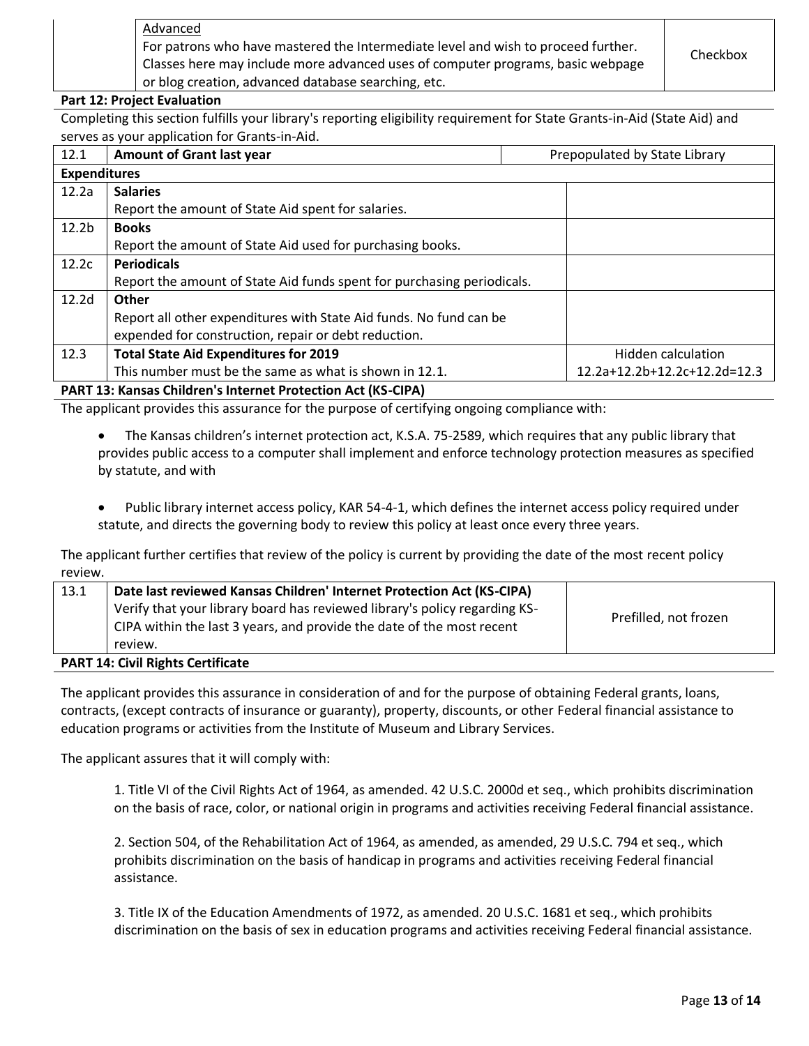| | Advanced<br>For patrons who have mastered the Intermediate level and wish to proceed further. Classes here may include more advanced uses of computer programs, basic webpage or blog creation, advanced database searching, etc. | Checkbox |
|---|---|---|

**Part 12: Project Evaluation**

Completing this section fulfills your library's reporting eligibility requirement for State Grants-in-Aid (State Aid) and serves as your application for Grants-in-Aid.

| 12.1 | **Amount of Grant last year** | Prepopulated by State Library |
|---|---|---|
| **Expenditures** | | |
| 12.2a | **Salaries**<br>Report the amount of State Aid spent for salaries. | |
| 12.2b | **Books**<br>Report the amount of State Aid used for purchasing books. | |
| 12.2c | **Periodicals**<br>Report the amount of State Aid funds spent for purchasing periodicals. | |
| 12.2d | **Other**<br>Report all other expenditures with State Aid funds. No fund can be expended for construction, repair or debt reduction. | |
| 12.3 | **Total State Aid Expenditures for 2019**<br>This number must be the same as what is shown in 12.1. | Hidden calculation<br>12.2a+12.2b+12.2c+12.2d=12.3 |

**PART 13: Kansas Children's Internet Protection Act (KS-CIPA)**

The applicant provides this assurance for the purpose of certifying ongoing compliance with:

- The Kansas children's internet protection act, K.S.A. 75-2589, which requires that any public library that provides public access to a computer shall implement and enforce technology protection measures as specified by statute, and with
- Public library internet access policy, KAR 54-4-1, which defines the internet access policy required under statute, and directs the governing body to review this policy at least once every three years.

The applicant further certifies that review of the policy is current by providing the date of the most recent policy review.

| 13.1 | **Date last reviewed Kansas Children' Internet Protection Act (KS-CIPA)**<br>Verify that your library board has reviewed library's policy regarding KS-CIPA within the last 3 years, and provide the date of the most recent review. | Prefilled, not frozen |
|---|---|---|

**PART 14: Civil Rights Certificate**

The applicant provides this assurance in consideration of and for the purpose of obtaining Federal grants, loans, contracts, (except contracts of insurance or guaranty), property, discounts, or other Federal financial assistance to education programs or activities from the Institute of Museum and Library Services.

The applicant assures that it will comply with:

1. Title VI of the Civil Rights Act of 1964, as amended. 42 U.S.C. 2000d et seq., which prohibits discrimination on the basis of race, color, or national origin in programs and activities receiving Federal financial assistance.

2. Section 504, of the Rehabilitation Act of 1964, as amended, as amended, 29 U.S.C. 794 et seq., which prohibits discrimination on the basis of handicap in programs and activities receiving Federal financial assistance.

3. Title IX of the Education Amendments of 1972, as amended. 20 U.S.C. 1681 et seq., which prohibits discrimination on the basis of sex in education programs and activities receiving Federal financial assistance.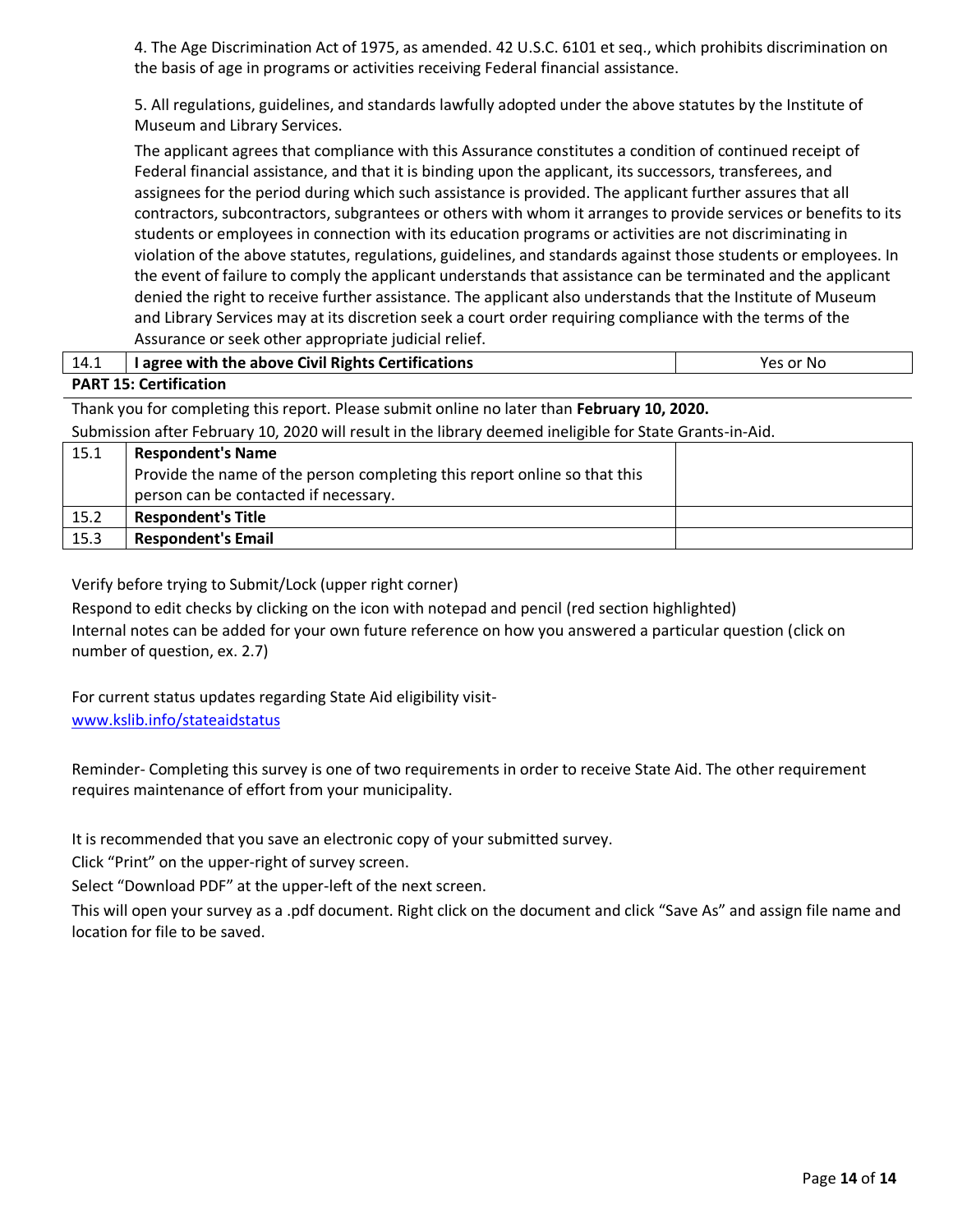4. The Age Discrimination Act of 1975, as amended. 42 U.S.C. 6101 et seq., which prohibits discrimination on the basis of age in programs or activities receiving Federal financial assistance.

5. All regulations, guidelines, and standards lawfully adopted under the above statutes by the Institute of Museum and Library Services.

The applicant agrees that compliance with this Assurance constitutes a condition of continued receipt of Federal financial assistance, and that it is binding upon the applicant, its successors, transferees, and assignees for the period during which such assistance is provided. The applicant further assures that all contractors, subcontractors, subgrantees or others with whom it arranges to provide services or benefits to its students or employees in connection with its education programs or activities are not discriminating in violation of the above statutes, regulations, guidelines, and standards against those students or employees. In the event of failure to comply the applicant understands that assistance can be terminated and the applicant denied the right to receive further assistance. The applicant also understands that the Institute of Museum and Library Services may at its discretion seek a court order requiring compliance with the terms of the Assurance or seek other appropriate judicial relief.

| | | |
|---|---|---|
| 14.1 | **I agree with the above Civil Rights Certifications** | Yes or No |

**PART 15: Certification**

Thank you for completing this report. Please submit online no later than **February 10, 2020.**

Submission after February 10, 2020 will result in the library deemed ineligible for State Grants-in-Aid.

| | | |
|---|---|---|
| 15.1 | **Respondent's Name**<br>Provide the name of the person completing this report online so that this person can be contacted if necessary. | |
| 15.2 | **Respondent's Title** | |
| 15.3 | **Respondent's Email** | |

Verify before trying to Submit/Lock (upper right corner)

Respond to edit checks by clicking on the icon with notepad and pencil (red section highlighted)

Internal notes can be added for your own future reference on how you answered a particular question (click on number of question, ex. 2.7)

For current status updates regarding State Aid eligibility visit-
www.kslib.info/stateaidstatus

Reminder- Completing this survey is one of two requirements in order to receive State Aid. The other requirement requires maintenance of effort from your municipality.

It is recommended that you save an electronic copy of your submitted survey.

Click "Print" on the upper-right of survey screen.

Select "Download PDF" at the upper-left of the next screen.

This will open your survey as a .pdf document. Right click on the document and click "Save As" and assign file name and location for file to be saved.